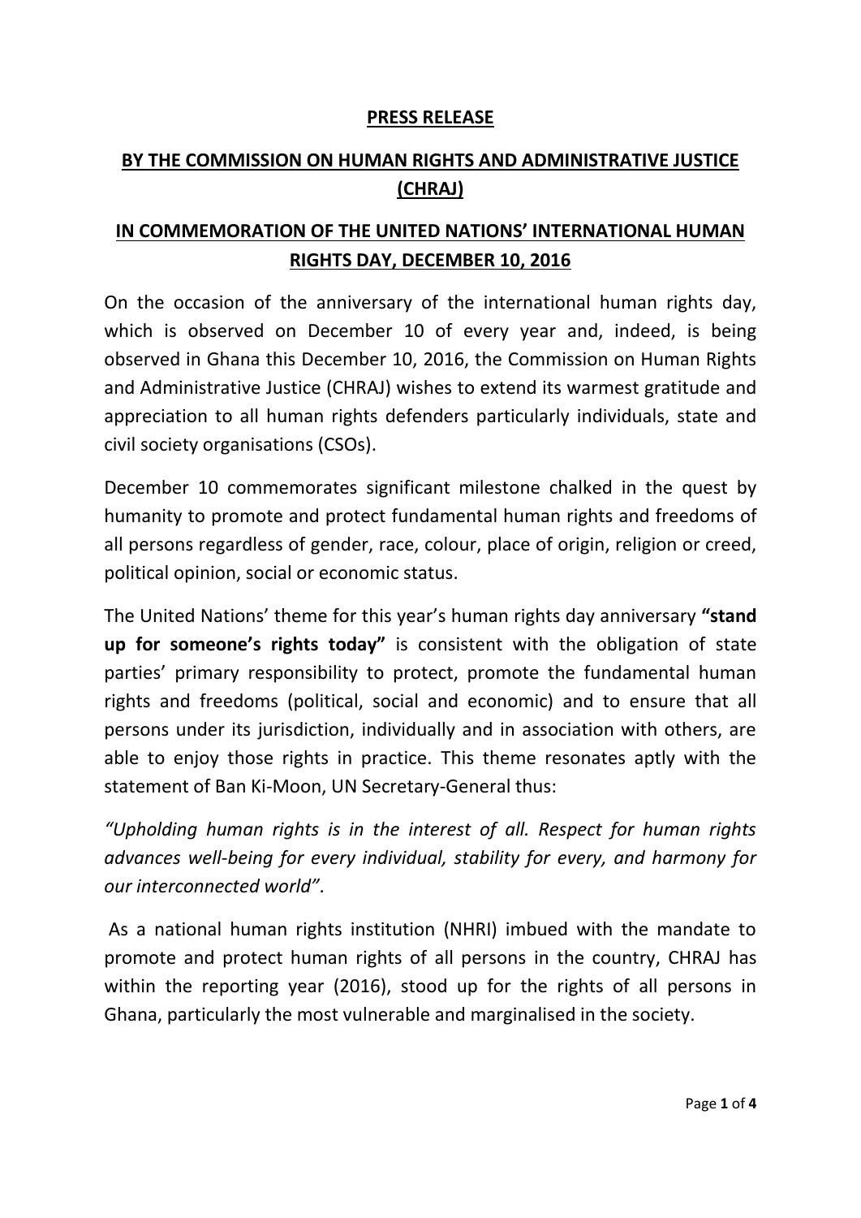**PRESS RELEASE**

**BY THE COMMISSION ON HUMAN RIGHTS AND ADMINISTRATIVE JUSTICE (CHRAJ)**

**IN COMMEMORATION OF THE UNITED NATIONS' INTERNATIONAL HUMAN RIGHTS DAY, DECEMBER 10, 2016**

On the occasion of the anniversary of the international human rights day, which is observed on December 10 of every year and, indeed, is being observed in Ghana this December 10, 2016, the Commission on Human Rights and Administrative Justice (CHRAJ) wishes to extend its warmest gratitude and appreciation to all human rights defenders particularly individuals, state and civil society organisations (CSOs).

December 10 commemorates significant milestone chalked in the quest by humanity to promote and protect fundamental human rights and freedoms of all persons regardless of gender, race, colour, place of origin, religion or creed, political opinion, social or economic status.

The United Nations' theme for this year's human rights day anniversary **"stand up for someone's rights today"** is consistent with the obligation of state parties' primary responsibility to protect, promote the fundamental human rights and freedoms (political, social and economic) and to ensure that all persons under its jurisdiction, individually and in association with others, are able to enjoy those rights in practice. This theme resonates aptly with the statement of Ban Ki-Moon, UN Secretary-General thus:

*"Upholding human rights is in the interest of all. Respect for human rights advances well-being for every individual, stability for every, and harmony for our interconnected world"*.

As a national human rights institution (NHRI) imbued with the mandate to promote and protect human rights of all persons in the country, CHRAJ has within the reporting year (2016), stood up for the rights of all persons in Ghana, particularly the most vulnerable and marginalised in the society.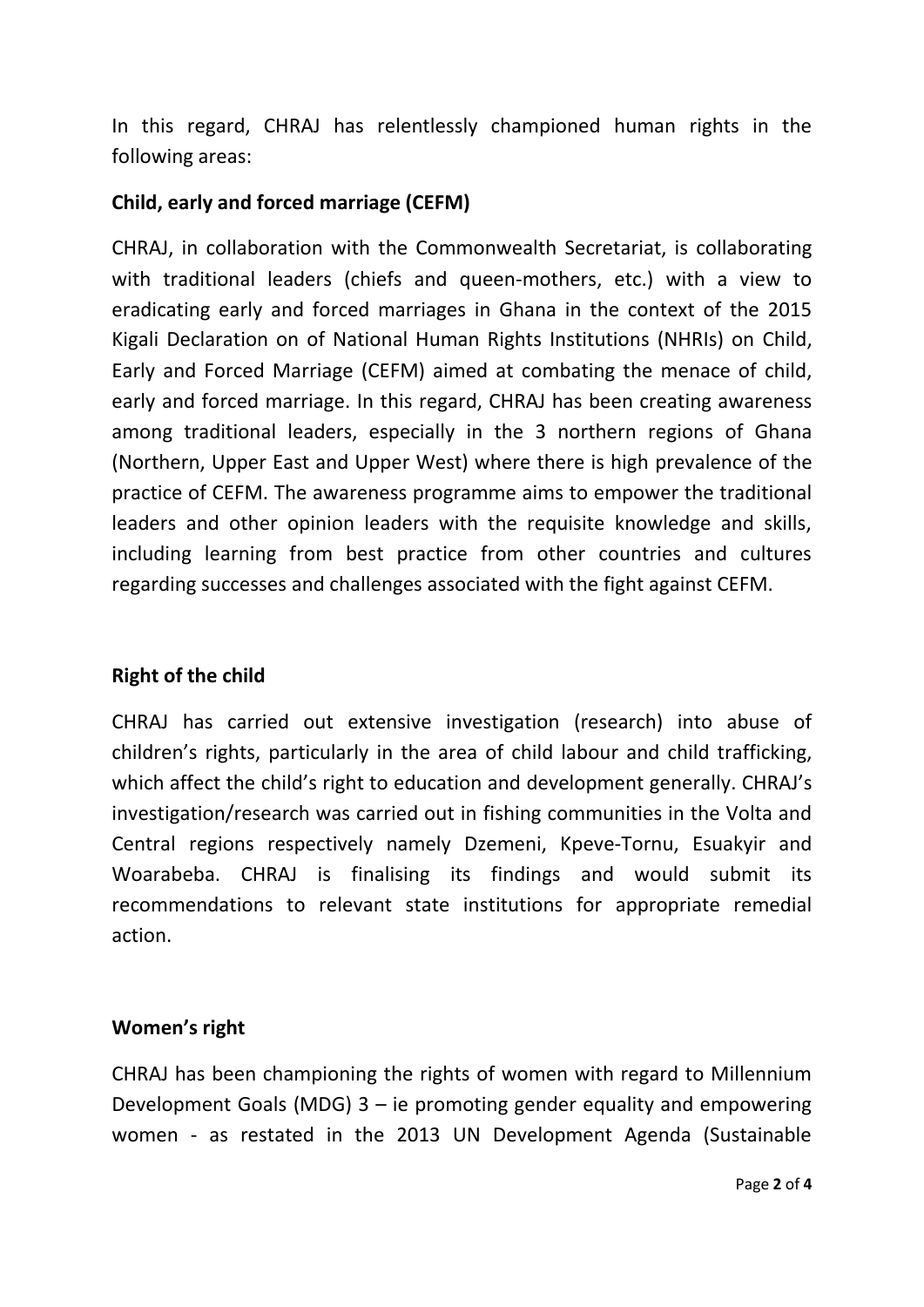In this regard, CHRAJ has relentlessly championed human rights in the following areas:

**Child, early and forced marriage (CEFM)**

CHRAJ, in collaboration with the Commonwealth Secretariat, is collaborating with traditional leaders (chiefs and queen-mothers, etc.) with a view to eradicating early and forced marriages in Ghana in the context of the 2015 Kigali Declaration on of National Human Rights Institutions (NHRIs) on Child, Early and Forced Marriage (CEFM) aimed at combating the menace of child, early and forced marriage. In this regard, CHRAJ has been creating awareness among traditional leaders, especially in the 3 northern regions of Ghana (Northern, Upper East and Upper West) where there is high prevalence of the practice of CEFM. The awareness programme aims to empower the traditional leaders and other opinion leaders with the requisite knowledge and skills, including learning from best practice from other countries and cultures regarding successes and challenges associated with the fight against CEFM.

**Right of the child**

CHRAJ has carried out extensive investigation (research) into abuse of children's rights, particularly in the area of child labour and child trafficking, which affect the child's right to education and development generally. CHRAJ's investigation/research was carried out in fishing communities in the Volta and Central regions respectively namely Dzemeni, Kpeve-Tornu, Esuakyir and Woarabeba. CHRAJ is finalising its findings and would submit its recommendations to relevant state institutions for appropriate remedial action.

**Women's right**

CHRAJ has been championing the rights of women with regard to Millennium Development Goals (MDG) 3 – ie promoting gender equality and empowering women - as restated in the 2013 UN Development Agenda (Sustainable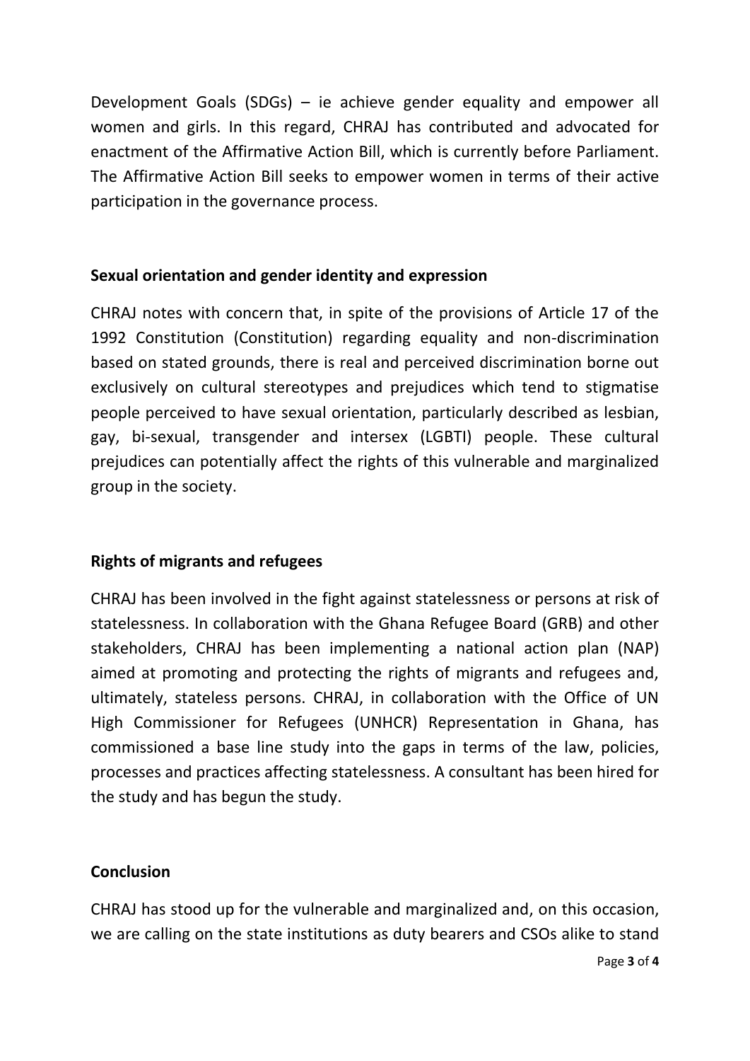Development Goals (SDGs) – ie achieve gender equality and empower all women and girls. In this regard, CHRAJ has contributed and advocated for enactment of the Affirmative Action Bill, which is currently before Parliament. The Affirmative Action Bill seeks to empower women in terms of their active participation in the governance process.

**Sexual orientation and gender identity and expression**

CHRAJ notes with concern that, in spite of the provisions of Article 17 of the 1992 Constitution (Constitution) regarding equality and non-discrimination based on stated grounds, there is real and perceived discrimination borne out exclusively on cultural stereotypes and prejudices which tend to stigmatise people perceived to have sexual orientation, particularly described as lesbian, gay, bi-sexual, transgender and intersex (LGBTI) people. These cultural prejudices can potentially affect the rights of this vulnerable and marginalized group in the society.

**Rights of migrants and refugees**

CHRAJ has been involved in the fight against statelessness or persons at risk of statelessness. In collaboration with the Ghana Refugee Board (GRB) and other stakeholders, CHRAJ has been implementing a national action plan (NAP) aimed at promoting and protecting the rights of migrants and refugees and, ultimately, stateless persons. CHRAJ, in collaboration with the Office of UN High Commissioner for Refugees (UNHCR) Representation in Ghana, has commissioned a base line study into the gaps in terms of the law, policies, processes and practices affecting statelessness. A consultant has been hired for the study and has begun the study.

**Conclusion**

CHRAJ has stood up for the vulnerable and marginalized and, on this occasion, we are calling on the state institutions as duty bearers and CSOs alike to stand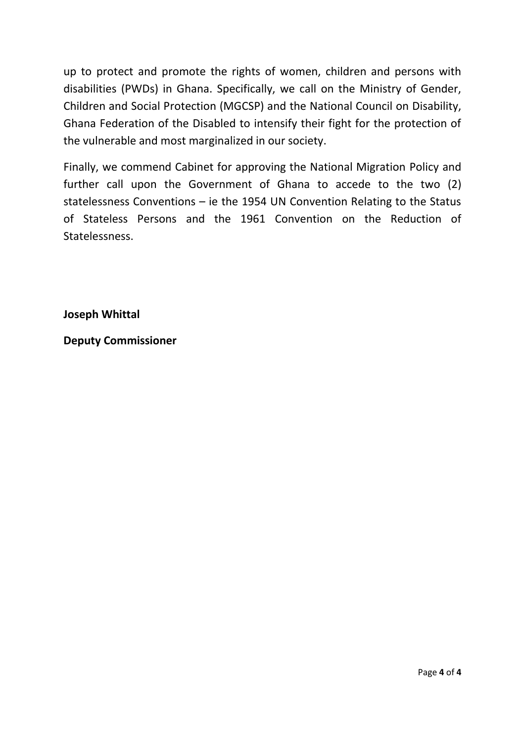up to protect and promote the rights of women, children and persons with disabilities (PWDs) in Ghana. Specifically, we call on the Ministry of Gender, Children and Social Protection (MGCSP) and the National Council on Disability, Ghana Federation of the Disabled to intensify their fight for the protection of the vulnerable and most marginalized in our society.

Finally, we commend Cabinet for approving the National Migration Policy and further call upon the Government of Ghana to accede to the two (2) statelessness Conventions – ie the 1954 UN Convention Relating to the Status of Stateless Persons and the 1961 Convention on the Reduction of Statelessness.

**Joseph Whittal**

**Deputy Commissioner**